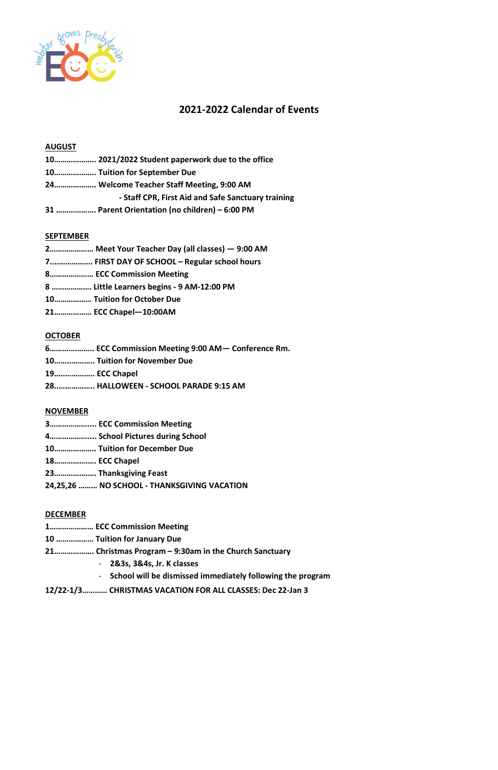# 2021-2022 Calendar of Events

**AUGUST**

**10……………….. 2021/2022 Student paperwork due to the office**
**10……………….. Tuition for September Due**
**24……………….. Welcome Teacher Staff Meeting, 9:00 AM**
**- Staff CPR, First Aid and Safe Sanctuary training**
**31 ………………. Parent Orientation (no children) – 6:00 PM**

**SEPTEMBER**

**2………………… Meet Your Teacher Day (all classes) — 9:00 AM**
**7……………….. FIRST DAY OF SCHOOL – Regular school hours**
**8………………… ECC Commission Meeting**
**8 ………………. Little Learners begins - 9 AM-12:00 PM**
**10……………… Tuition for October Due**
**21……………… ECC Chapel—10:00AM**

**OCTOBER**

**6………………… ECC Commission Meeting 9:00 AM— Conference Rm.**
**10………………. Tuition for November Due**
**19………………. ECC Chapel**
**28………………. HALLOWEEN - SCHOOL PARADE 9:15 AM**

**NOVEMBER**

**3………………….. ECC Commission Meeting**
**4………………….. School Pictures during School**
**10……………….. Tuition for December Due**
**18……………….. ECC Chapel**
**23……………….. Thanksgiving Feast**
**24,25,26 ……… NO SCHOOL - THANKSGIVING VACATION**

**DECEMBER**

**1………………… ECC Commission Meeting**
**10 ……………… Tuition for January Due**
**21………………. Christmas Program – 9:30am in the Church Sanctuary**

- **2&3s, 3&4s, Jr. K classes**
- **School will be dismissed immediately following the program**

**12/22-1/3……….. CHRISTMAS VACATION FOR ALL CLASSES: Dec 22-Jan 3**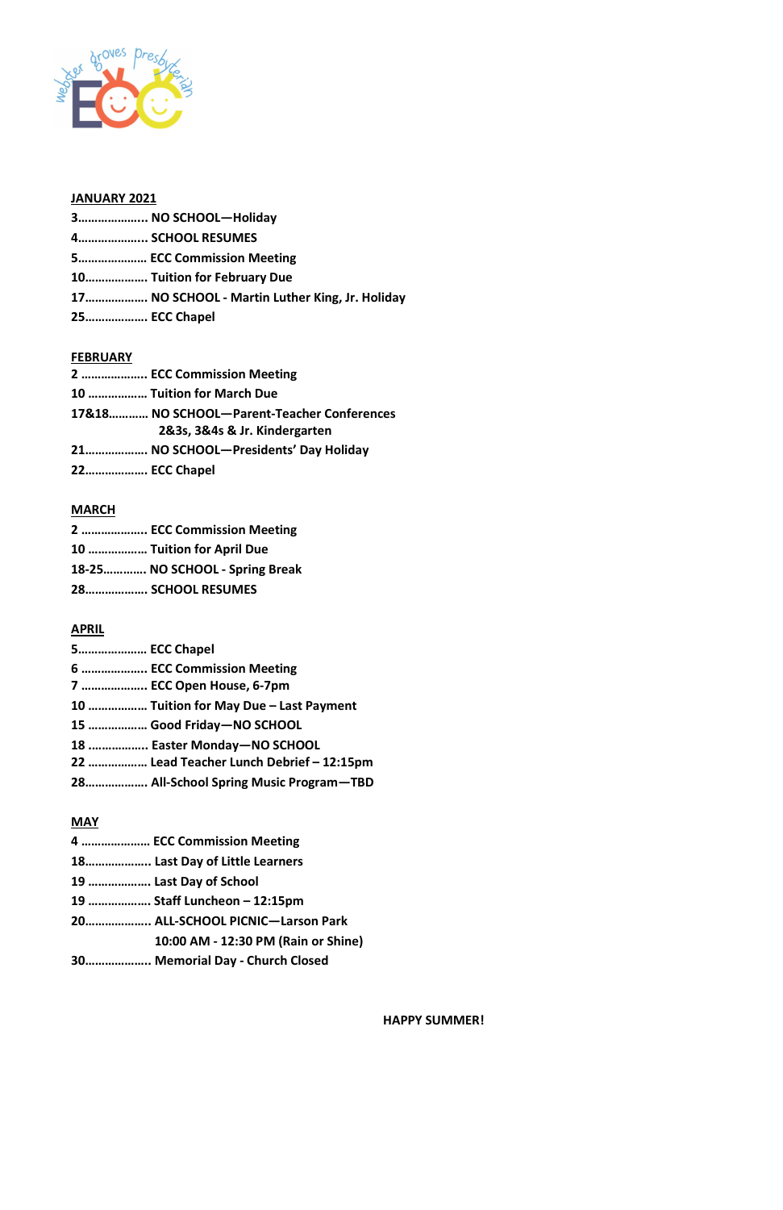**JANUARY 2021**

**3………………... NO SCHOOL—Holiday**
**4………………... SCHOOL RESUMES**
**5……………….. ECC Commission Meeting**
**10………………. Tuition for February Due**
**17………………. NO SCHOOL - Martin Luther King, Jr. Holiday**
**25………………. ECC Chapel**

**FEBRUARY**

**2 ……………….. ECC Commission Meeting**
**10 ……………… Tuition for March Due**
**17&18………… NO SCHOOL—Parent-Teacher Conferences**
**2&3s, 3&4s & Jr. Kindergarten**
**21………………. NO SCHOOL—Presidents' Day Holiday**
**22………………. ECC Chapel**

**MARCH**

**2 ……………….. ECC Commission Meeting**
**10 ……………… Tuition for April Due**
**18-25………… NO SCHOOL - Spring Break**
**28………………. SCHOOL RESUMES**

**APRIL**

**5……………….. ECC Chapel**
**6 ……………….. ECC Commission Meeting**
**7 ……………….. ECC Open House, 6-7pm**
**10 ……………… Tuition for May Due – Last Payment**
**15 ……………… Good Friday—NO SCHOOL**
**18 ……………… Easter Monday—NO SCHOOL**
**22 ……………… Lead Teacher Lunch Debrief – 12:15pm**
**28………………. All-School Spring Music Program—TBD**

**MAY**

**4 ……………….. ECC Commission Meeting**
**18………………. Last Day of Little Learners**
**19 ……………… Last Day of School**
**19 ……………… Staff Luncheon – 12:15pm**
**20………………. ALL-SCHOOL PICNIC—Larson Park**
**10:00 AM - 12:30 PM (Rain or Shine)**
**30………………. Memorial Day - Church Closed**

**HAPPY SUMMER!**